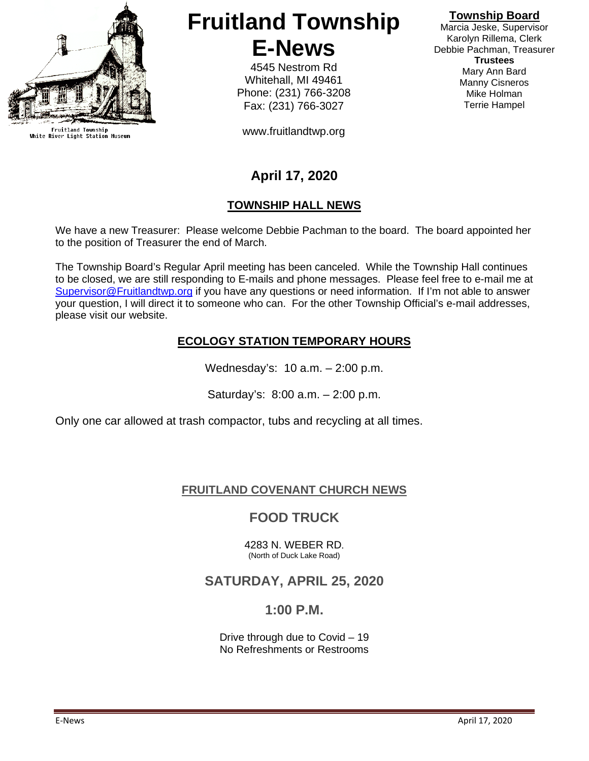Fruitland Township
White River Light Station Museum

# Fruitland Township E-News

4545 Nestrom Rd
Whitehall, MI 49461
Phone: (231) 766-3208
Fax: (231) 766-3027

www.fruitlandtwp.org

**Township Board**
Marcia Jeske, Supervisor
Karolyn Rillema, Clerk
Debbie Pachman, Treasurer
**Trustees**
Mary Ann Bard
Manny Cisneros
Mike Holman
Terrie Hampel

## April 17, 2020

### TOWNSHIP HALL NEWS

We have a new Treasurer: Please welcome Debbie Pachman to the board. The board appointed her to the position of Treasurer the end of March.

The Township Board's Regular April meeting has been canceled. While the Township Hall continues to be closed, we are still responding to E-mails and phone messages. Please feel free to e-mail me at Supervisor@Fruitlandtwp.org if you have any questions or need information. If I'm not able to answer your question, I will direct it to someone who can. For the other Township Official's e-mail addresses, please visit our website.

### ECOLOGY STATION TEMPORARY HOURS

Wednesday's: 10 a.m. – 2:00 p.m.

Saturday's: 8:00 a.m. – 2:00 p.m.

Only one car allowed at trash compactor, tubs and recycling at all times.

### FRUITLAND COVENANT CHURCH NEWS

## FOOD TRUCK

4283 N. WEBER RD.
(North of Duck Lake Road)

## SATURDAY, APRIL 25, 2020

## 1:00 P.M.

Drive through due to Covid – 19
No Refreshments or Restrooms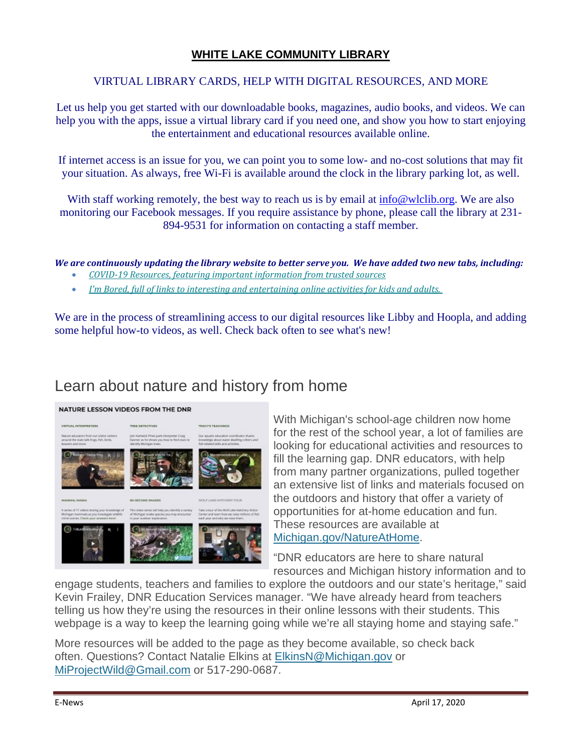# WHITE LAKE COMMUNITY LIBRARY

## VIRTUAL LIBRARY CARDS, HELP WITH DIGITAL RESOURCES, AND MORE

Let us help you get started with our downloadable books, magazines, audio books, and videos. We can help you with the apps, issue a virtual library card if you need one, and show you how to start enjoying the entertainment and educational resources available online.

If internet access is an issue for you, we can point you to some low- and no-cost solutions that may fit your situation. As always, free Wi-Fi is available around the clock in the library parking lot, as well.

With staff working remotely, the best way to reach us is by email at info@wlclib.org. We are also monitoring our Facebook messages. If you require assistance by phone, please call the library at 231-894-9531 for information on contacting a staff member.

***We are continuously updating the library website to better serve you. We have added two new tabs, including:***

- *COVID-19 Resources, featuring important information from trusted sources*
- *I'm Bored, full of links to interesting and entertaining online activities for kids and adults.*

We are in the process of streamlining access to our digital resources like Libby and Hoopla, and adding some helpful how-to videos, as well. Check back often to see what's new!

## Learn about nature and history from home

With Michigan's school-age children now home for the rest of the school year, a lot of families are looking for educational activities and resources to fill the learning gap. DNR educators, with help from many partner organizations, pulled together an extensive list of links and materials focused on the outdoors and history that offer a variety of opportunities for at-home education and fun. These resources are available at Michigan.gov/NatureAtHome.

"DNR educators are here to share natural resources and Michigan history information and to engage students, teachers and families to explore the outdoors and our state's heritage," said Kevin Frailey, DNR Education Services manager. "We have already heard from teachers telling us how they're using the resources in their online lessons with their students. This webpage is a way to keep the learning going while we're all staying home and staying safe."

More resources will be added to the page as they become available, so check back often. Questions? Contact Natalie Elkins at ElkinsN@Michigan.gov or MiProjectWild@Gmail.com or 517-290-0687.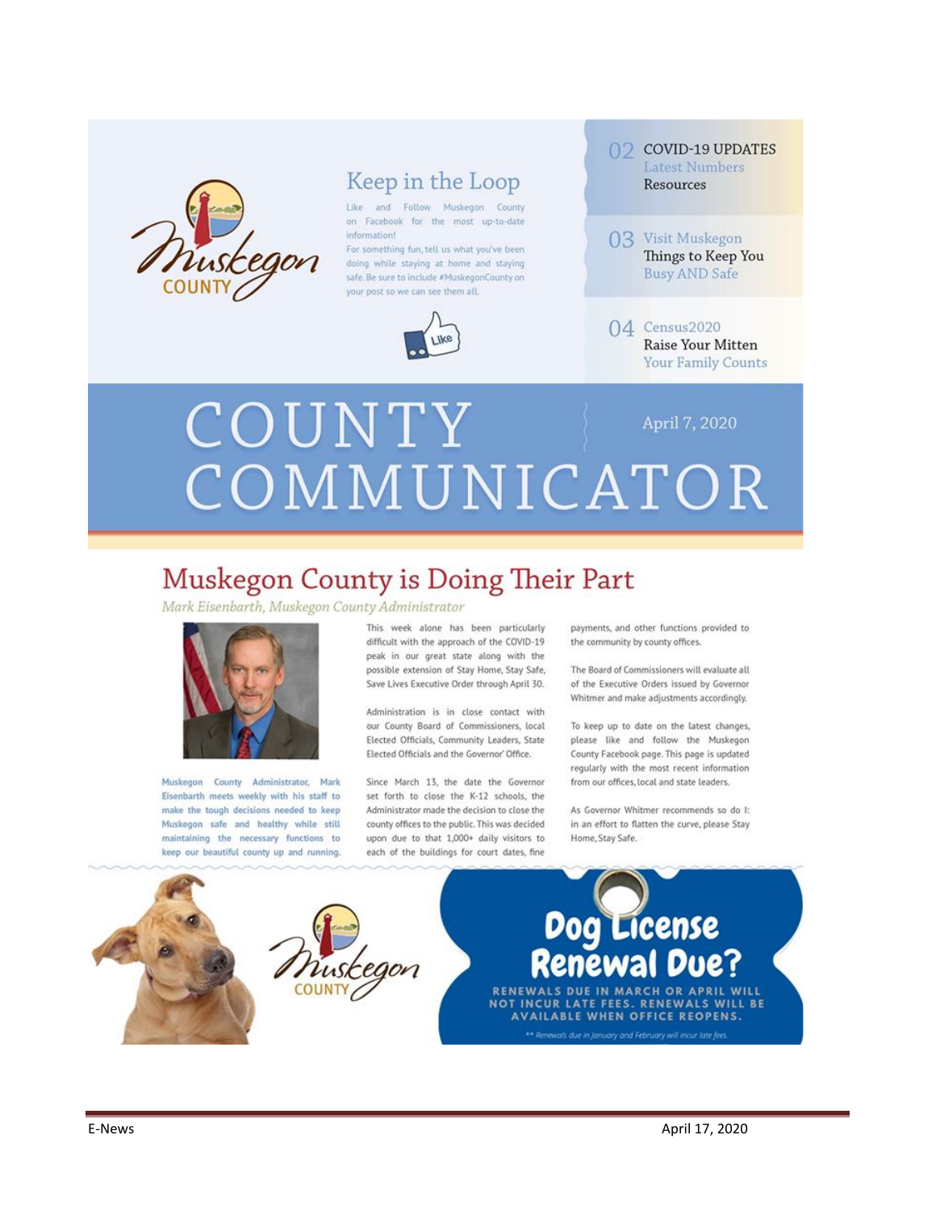# Keep in the Loop

Like and Follow Muskegon County on Facebook for the most up-to-date information!

For something fun, tell us what you've been doing while staying at home and staying safe. Be sure to include #MuskegonCounty on your post so we can see them all.

Like

02 COVID-19 UPDATES
Latest Numbers
Resources

03 Visit Muskegon
Things to Keep You
Busy AND Safe

04 Census2020
Raise Your Mitten
Your Family Counts

# COUNTY COMMUNICATOR

April 7, 2020

## Muskegon County is Doing Their Part

*Mark Eisenbarth, Muskegon County Administrator*

Muskegon County Administrator, Mark Eisenbarth meets weekly with his staff to make the tough decisions needed to keep Muskegon safe and healthy while still maintaining the necessary functions to keep our beautiful county up and running.

This week alone has been particularly difficult with the approach of the COVID-19 peak in our great state along with the possible extension of Stay Home, Stay Safe, Save Lives Executive Order through April 30.

Administration is in close contact with our County Board of Commissioners, local Elected Officials, Community Leaders, State Elected Officials and the Governor' Office.

Since March 13, the date the Governor set forth to close the K-12 schools, the Administrator made the decision to close the county offices to the public. This was decided upon due to that 1,000+ daily visitors to each of the buildings for court dates, fine payments, and other functions provided to the community by county offices.

The Board of Commissioners will evaluate all of the Executive Orders issued by Governor Whitmer and make adjustments accordingly.

To keep up to date on the latest changes, please like and follow the Muskegon County Facebook page. This page is updated regularly with the most recent information from our offices, local and state leaders.

As Governor Whitmer recommends so do I: in an effort to flatten the curve, please Stay Home, Stay Safe.

Muskegon COUNTY

**Dog License Renewal Due?**

RENEWALS DUE IN MARCH OR APRIL WILL NOT INCUR LATE FEES. RENEWALS WILL BE AVAILABLE WHEN OFFICE REOPENS.

*\*\* Renewals due in January and February will incur late fees.*